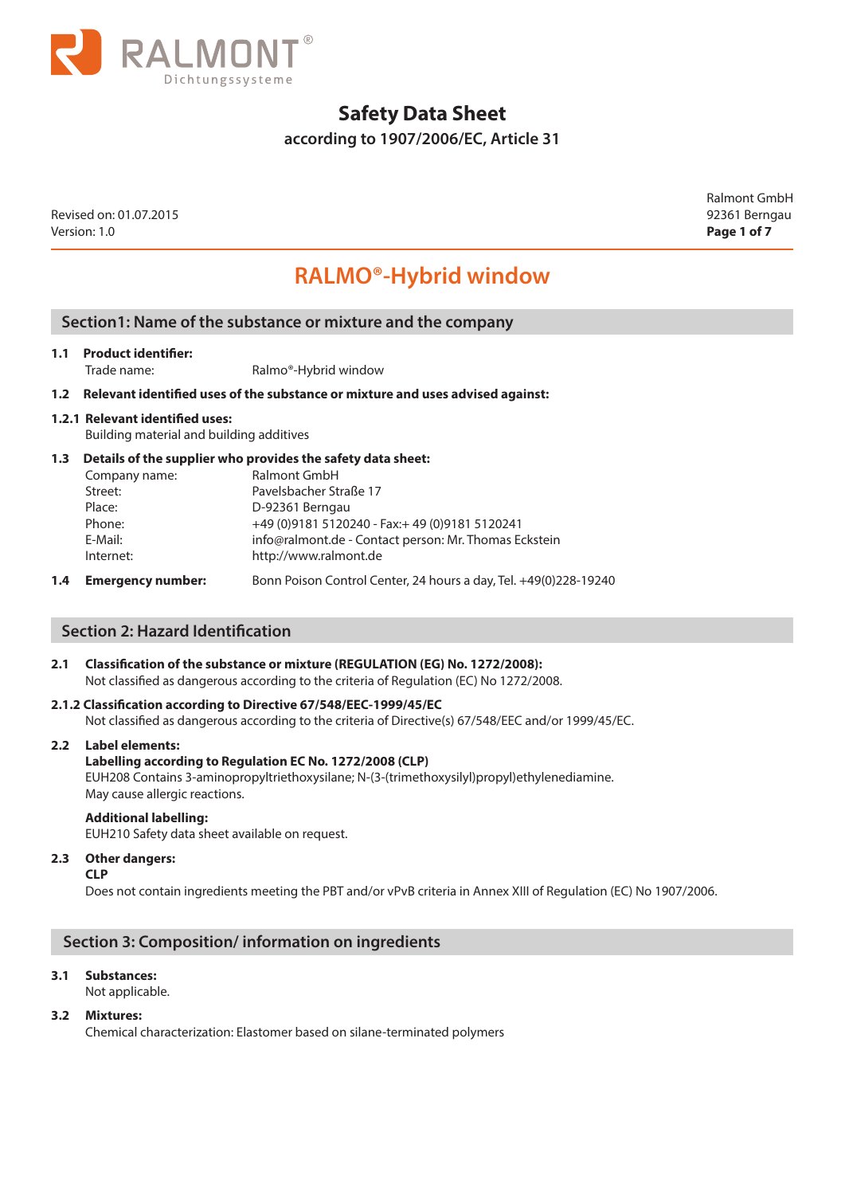RALMONT®
Dichtungssysteme

# Safety Data Sheet

according to 1907/2006/EC, Article 31

Revised on: 01.07.2015
Version: 1.0

Ralmont GmbH
92361 Berngau

# RALMO®-Hybrid window

## Section1: Name of the substance or mixture and the company

**1.1 Product identifier:**

Trade name: Ralmo®-Hybrid window

**1.2 Relevant identified uses of the substance or mixture and uses advised against:**

**1.2.1 Relevant identified uses:**

Building material and building additives

**1.3 Details of the supplier who provides the safety data sheet:**

| | |
|---|---|
| Company name: | Ralmont GmbH |
| Street: | Pavelsbacher Straße 17 |
| Place: | D-92361 Berngau |
| Phone: | +49 (0)9181 5120240 - Fax:+ 49 (0)9181 5120241 |
| E-Mail: | info@ralmont.de - Contact person: Mr. Thomas Eckstein |
| Internet: | http://www.ralmont.de |

**1.4 Emergency number:** Bonn Poison Control Center, 24 hours a day, Tel. +49(0)228-19240

## Section 2: Hazard Identification

**2.1 Classification of the substance or mixture (REGULATION (EG) No. 1272/2008):**

Not classified as dangerous according to the criteria of Regulation (EC) No 1272/2008.

**2.1.2 Classification according to Directive 67/548/EEC-1999/45/EC**

Not classified as dangerous according to the criteria of Directive(s) 67/548/EEC and/or 1999/45/EC.

**2.2 Label elements:**

**Labelling according to Regulation EC No. 1272/2008 (CLP)**

EUH208 Contains 3-aminopropyltriethoxysilane; N-(3-(trimethoxysilyl)propyl)ethylenediamine.
May cause allergic reactions.

**Additional labelling:**

EUH210 Safety data sheet available on request.

**2.3 Other dangers:**

**CLP**

Does not contain ingredients meeting the PBT and/or vPvB criteria in Annex XIII of Regulation (EC) No 1907/2006.

## Section 3: Composition/ information on ingredients

**3.1 Substances:**

Not applicable.

**3.2 Mixtures:**

Chemical characterization: Elastomer based on silane-terminated polymers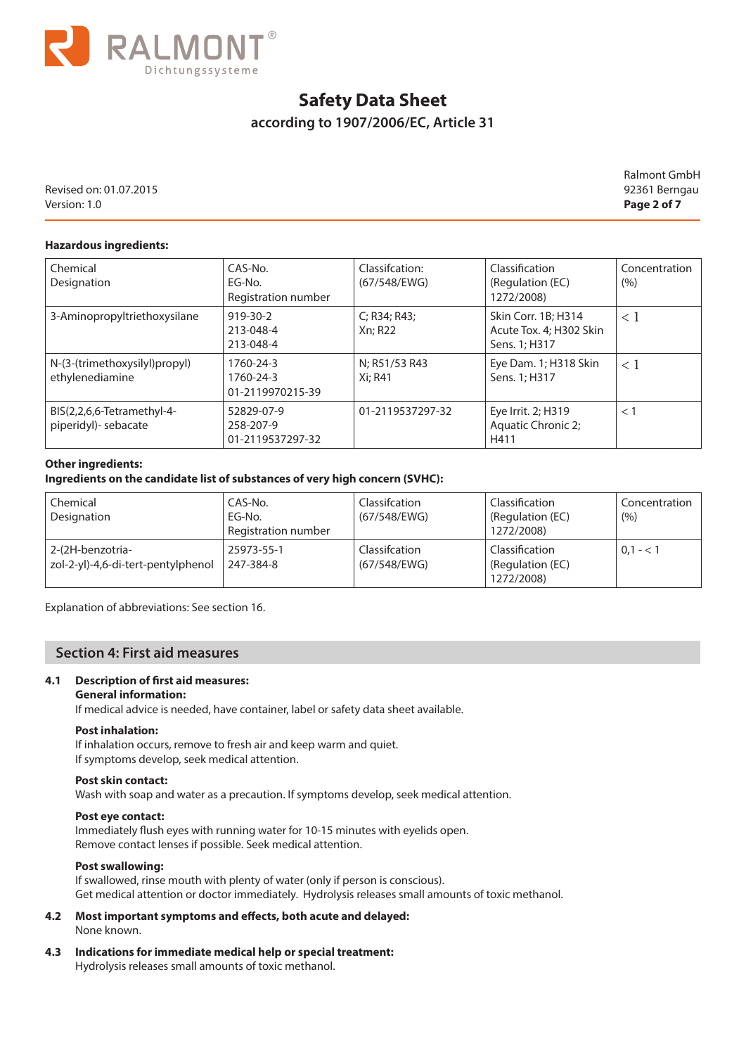**Hazardous ingredients:**

| Chemical Designation | CAS-No. EG-No. Registration number | Classifcation: (67/548/EWG) | Classification (Regulation (EC) 1272/2008) | Concentration (%) |
|---|---|---|---|---|
| 3-Aminopropyltriethoxysilane | 919-30-2 213-048-4 213-048-4 | C; R34; R43; Xn; R22 | Skin Corr. 1B; H314 Acute Tox. 4; H302 Skin Sens. 1; H317 | < 1 |
| N-(3-(trimethoxysilyl)propyl) ethylenediamine | 1760-24-3 1760-24-3 01-2119970215-39 | N; R51/53 R43 Xi; R41 | Eye Dam. 1; H318 Skin Sens. 1; H317 | < 1 |
| BIS(2,2,6,6-Tetramethyl-4-piperidyl)- sebacate | 52829-07-9 258-207-9 01-2119537297-32 | 01-2119537297-32 | Eye Irrit. 2; H319 Aquatic Chronic 2; H411 | < 1 |

**Other ingredients:**
**Ingredients on the candidate list of substances of very high concern (SVHC):**

| Chemical Designation | CAS-No. EG-No. Registration number | Classifcation (67/548/EWG) | Classification (Regulation (EC) 1272/2008) | Concentration (%) |
|---|---|---|---|---|
| 2-(2H-benzotria-zol-2-yl)-4,6-di-tert-pentylphenol | 25973-55-1 247-384-8 | Classifcation (67/548/EWG) | Classification (Regulation (EC) 1272/2008) | 0,1 - < 1 |

Explanation of abbreviations: See section 16.

## Section 4: First aid measures

**4.1 Description of first aid measures:**

**General information:**
If medical advice is needed, have container, label or safety data sheet available.

**Post inhalation:**
If inhalation occurs, remove to fresh air and keep warm and quiet.
If symptoms develop, seek medical attention.

**Post skin contact:**
Wash with soap and water as a precaution. If symptoms develop, seek medical attention.

**Post eye contact:**
Immediately flush eyes with running water for 10-15 minutes with eyelids open.
Remove contact lenses if possible. Seek medical attention.

**Post swallowing:**
If swallowed, rinse mouth with plenty of water (only if person is conscious).
Get medical attention or doctor immediately. Hydrolysis releases small amounts of toxic methanol.

**4.2 Most important symptoms and effects, both acute and delayed:**
None known.

**4.3 Indications for immediate medical help or special treatment:**
Hydrolysis releases small amounts of toxic methanol.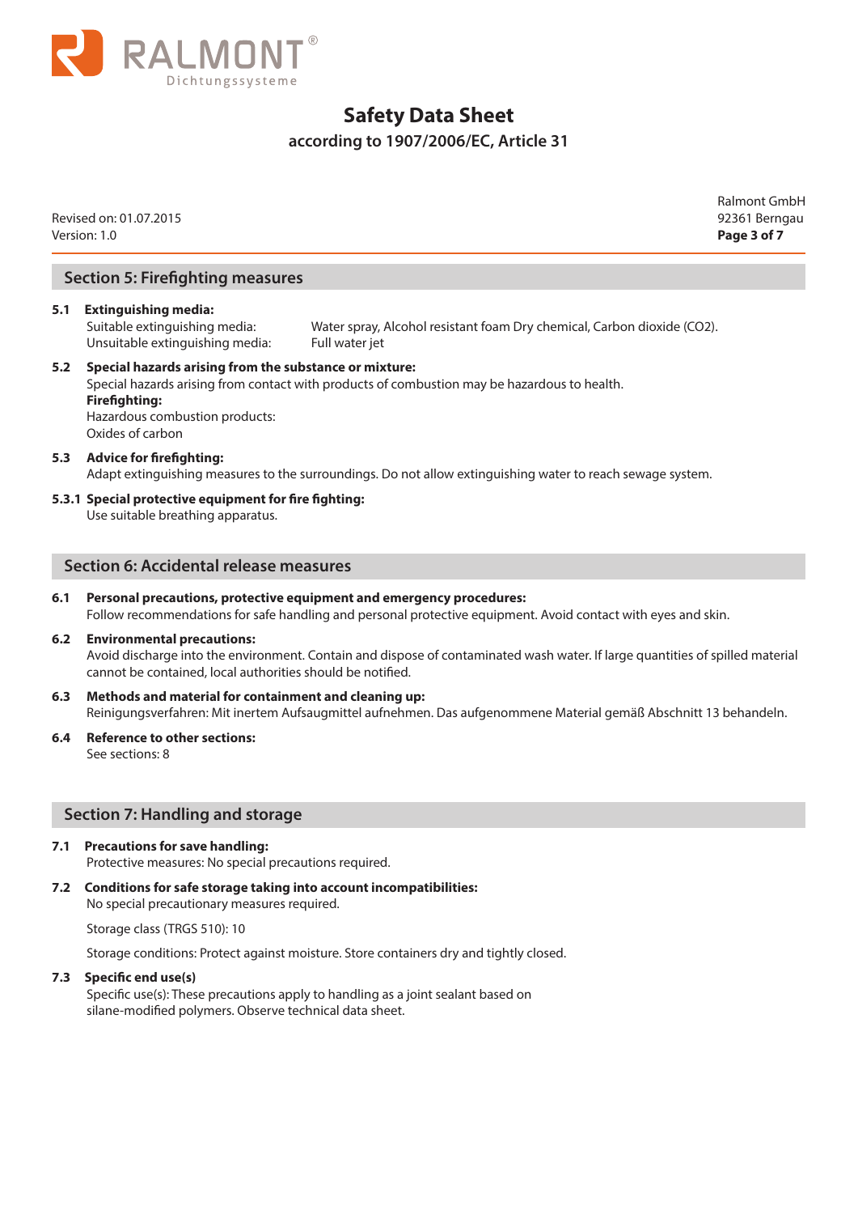## Section 5: Firefighting measures

**5.1 Extinguishing media:**

Suitable extinguishing media: Water spray, Alcohol resistant foam Dry chemical, Carbon dioxide (CO2).

Unsuitable extinguishing media: Full water jet

**5.2 Special hazards arising from the substance or mixture:**

Special hazards arising from contact with products of combustion may be hazardous to health.

**Firefighting:**

Hazardous combustion products:

Oxides of carbon

**5.3 Advice for firefighting:**

Adapt extinguishing measures to the surroundings. Do not allow extinguishing water to reach sewage system.

**5.3.1 Special protective equipment for fire fighting:**

Use suitable breathing apparatus.

## Section 6: Accidental release measures

**6.1 Personal precautions, protective equipment and emergency procedures:**

Follow recommendations for safe handling and personal protective equipment. Avoid contact with eyes and skin.

**6.2 Environmental precautions:**

Avoid discharge into the environment. Contain and dispose of contaminated wash water. If large quantities of spilled material cannot be contained, local authorities should be notified.

**6.3 Methods and material for containment and cleaning up:**

Reinigungsverfahren: Mit inertem Aufsaugmittel aufnehmen. Das aufgenommene Material gemäß Abschnitt 13 behandeln.

**6.4 Reference to other sections:**

See sections: 8

## Section 7: Handling and storage

**7.1 Precautions for save handling:**

Protective measures: No special precautions required.

**7.2 Conditions for safe storage taking into account incompatibilities:**

No special precautionary measures required.

Storage class (TRGS 510): 10

Storage conditions: Protect against moisture. Store containers dry and tightly closed.

**7.3 Specific end use(s)**

Specific use(s): These precautions apply to handling as a joint sealant based on silane-modified polymers. Observe technical data sheet.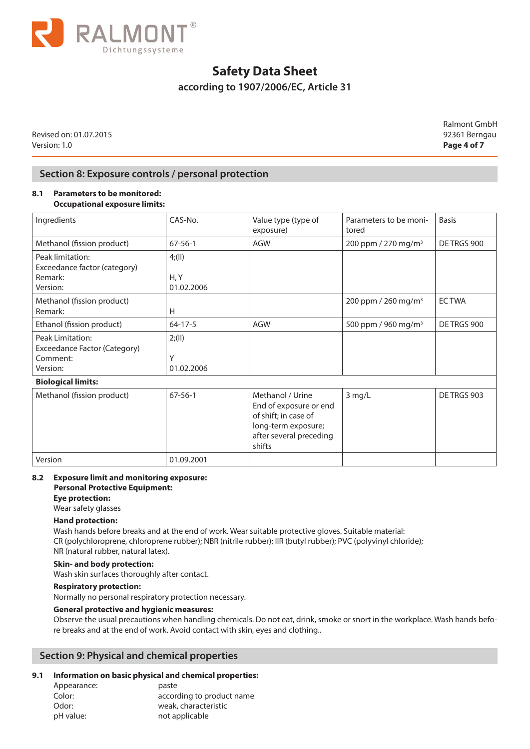## Section 8: Exposure controls / personal protection

**8.1 Parameters to be monitored:**
**Occupational exposure limits:**

| Ingredients | CAS-No. | Value type (type of exposure) | Parameters to be monitored | Basis |
|---|---|---|---|---|
| Methanol (fission product) | 67-56-1 | AGW | 200 ppm / 270 mg/m³ | DE TRGS 900 |
| Peak limitation:<br>Exceedance factor (category)<br>Remark:<br>Version: | 4;(II)<br><br>H, Y<br>01.02.2006 | | | |
| Methanol (fission product)<br>Remark: | <br>H | | 200 ppm / 260 mg/m³ | EC TWA |
| Ethanol (fission product) | 64-17-5 | AGW | 500 ppm / 960 mg/m³ | DE TRGS 900 |
| Peak Limitation:<br>Exceedance Factor (Category)<br>Comment:<br>Version: | 2;(II)<br><br>Y<br>01.02.2006 | | | |
| **Biological limits:** | | | | |
| Methanol (fission product) | 67-56-1 | Methanol / Urine<br>End of exposure or end of shift; in case of long-term exposure; after several preceding shifts | 3 mg/L | DE TRGS 903 |
| Version | 01.09.2001 | | | |

**8.2 Exposure limit and monitoring exposure:**
**Personal Protective Equipment:**

**Eye protection:**
Wear safety glasses

**Hand protection:**
Wash hands before breaks and at the end of work. Wear suitable protective gloves. Suitable material: CR (polychloroprene, chloroprene rubber); NBR (nitrile rubber); IIR (butyl rubber); PVC (polyvinyl chloride); NR (natural rubber, natural latex).

**Skin- and body protection:**
Wash skin surfaces thoroughly after contact.

**Respiratory protection:**
Normally no personal respiratory protection necessary.

**General protective and hygienic measures:**
Observe the usual precautions when handling chemicals. Do not eat, drink, smoke or snort in the workplace. Wash hands before breaks and at the end of work. Avoid contact with skin, eyes and clothing..

## Section 9: Physical and chemical properties

**9.1 Information on basic physical and chemical properties:**

Appearance: paste
Color: according to product name
Odor: weak, characteristic
pH value: not applicable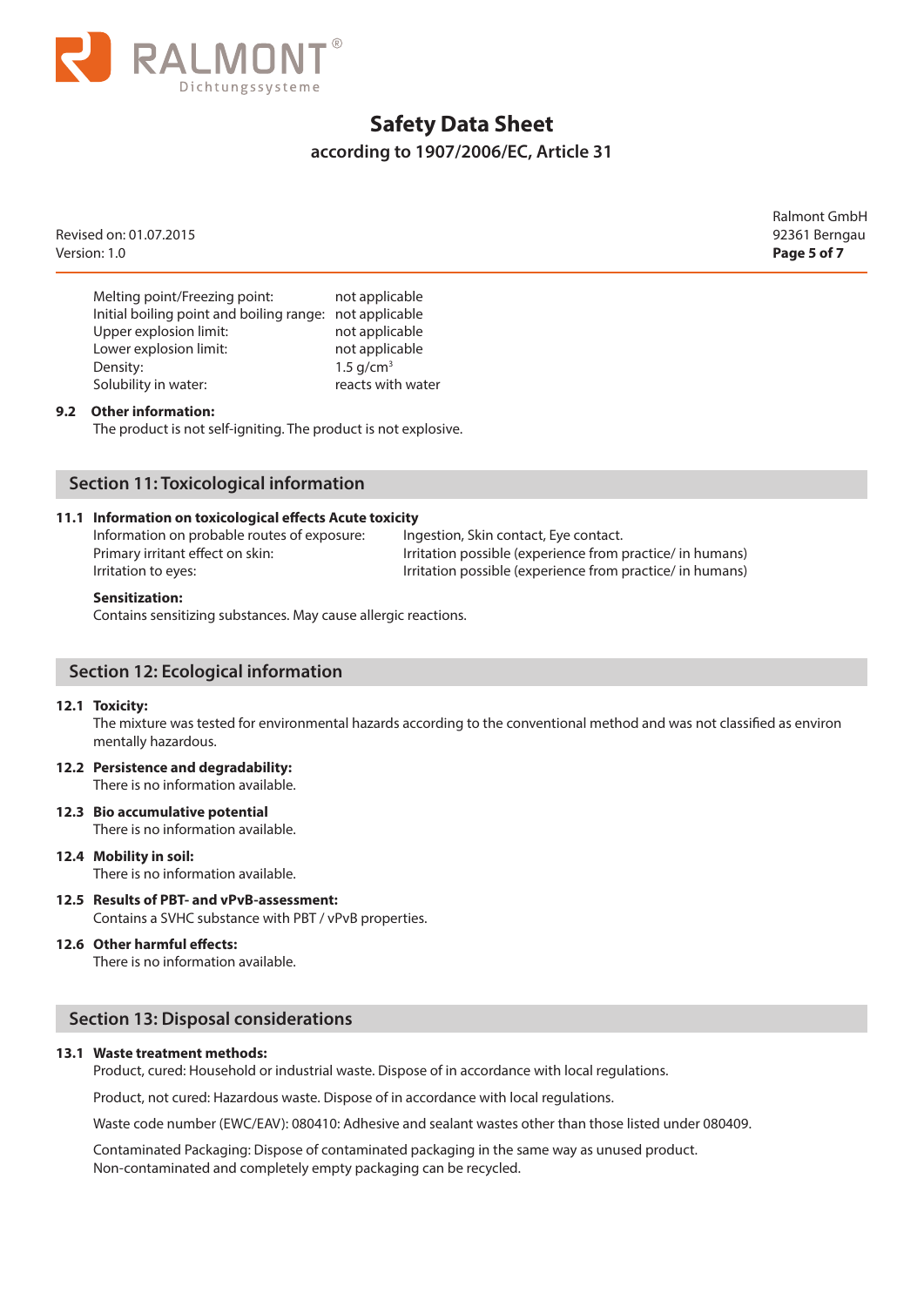| | |
|---|---|
| Melting point/Freezing point: | not applicable |
| Initial boiling point and boiling range: | not applicable |
| Upper explosion limit: | not applicable |
| Lower explosion limit: | not applicable |
| Density: | 1.5 g/cm$^3$ |
| Solubility in water: | reacts with water |

**9.2 Other information:**
The product is not self-igniting. The product is not explosive.

## Section 11: Toxicological information

**11.1 Information on toxicological effects Acute toxicity**

| | |
|---|---|
| Information on probable routes of exposure: | Ingestion, Skin contact, Eye contact. |
| Primary irritant effect on skin: | Irritation possible (experience from practice/ in humans) |
| Irritation to eyes: | Irritation possible (experience from practice/ in humans) |

**Sensitization:**
Contains sensitizing substances. May cause allergic reactions.

## Section 12: Ecological information

**12.1 Toxicity:**
The mixture was tested for environmental hazards according to the conventional method and was not classified as environ mentally hazardous.

**12.2 Persistence and degradability:**
There is no information available.

**12.3 Bio accumulative potential**
There is no information available.

**12.4 Mobility in soil:**
There is no information available.

**12.5 Results of PBT- and vPvB-assessment:**
Contains a SVHC substance with PBT / vPvB properties.

**12.6 Other harmful effects:**
There is no information available.

## Section 13: Disposal considerations

**13.1 Waste treatment methods:**
Product, cured: Household or industrial waste. Dispose of in accordance with local regulations.

Product, not cured: Hazardous waste. Dispose of in accordance with local regulations.

Waste code number (EWC/EAV): 080410: Adhesive and sealant wastes other than those listed under 080409.

Contaminated Packaging: Dispose of contaminated packaging in the same way as unused product.
Non-contaminated and completely empty packaging can be recycled.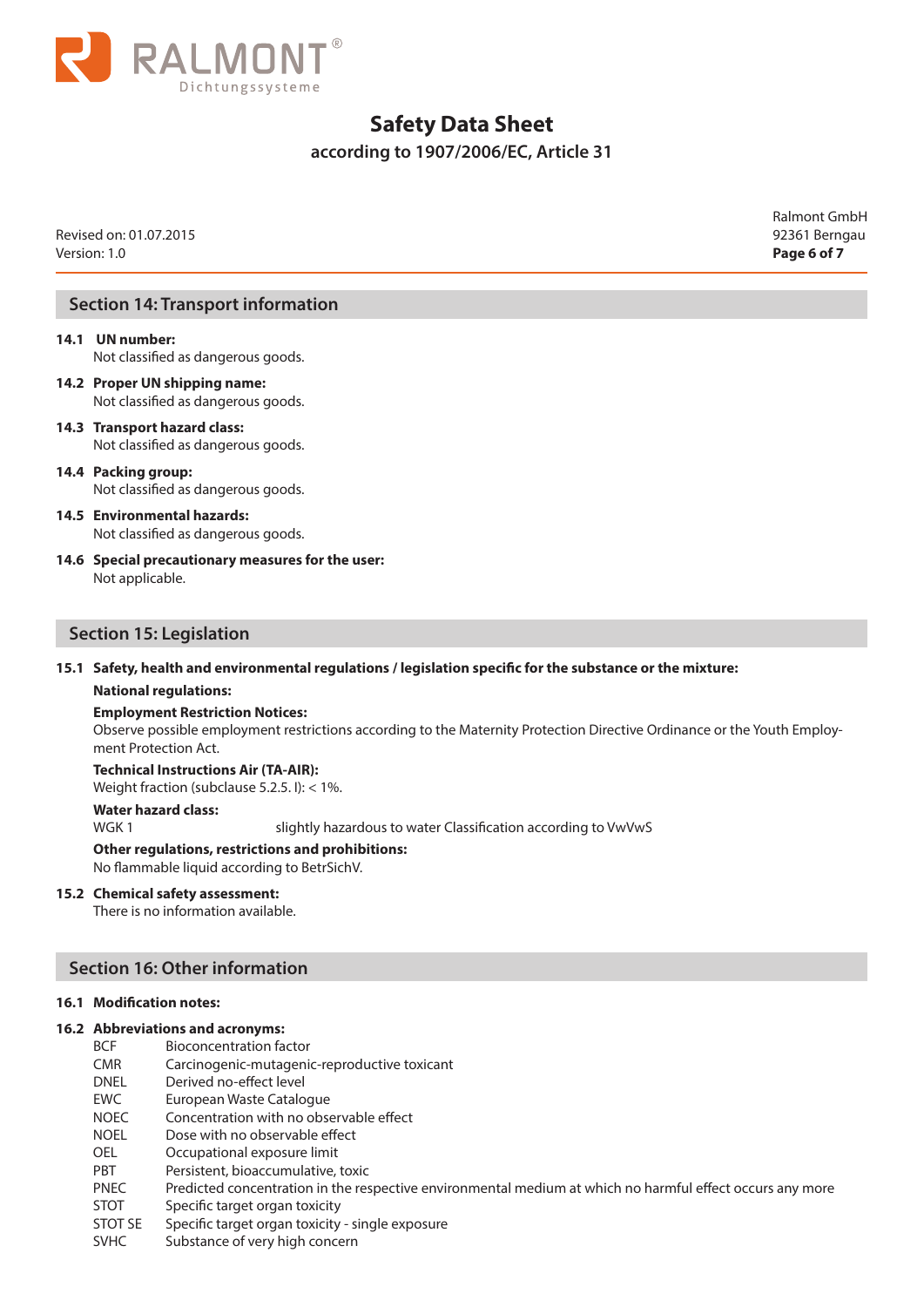## Section 14: Transport information

**14.1 UN number:**
Not classified as dangerous goods.

**14.2 Proper UN shipping name:**
Not classified as dangerous goods.

**14.3 Transport hazard class:**
Not classified as dangerous goods.

**14.4 Packing group:**
Not classified as dangerous goods.

**14.5 Environmental hazards:**
Not classified as dangerous goods.

**14.6 Special precautionary measures for the user:**
Not applicable.

## Section 15: Legislation

**15.1 Safety, health and environmental regulations / legislation specific for the substance or the mixture:**

**National regulations:**

**Employment Restriction Notices:**
Observe possible employment restrictions according to the Maternity Protection Directive Ordinance or the Youth Employment Protection Act.

**Technical Instructions Air (TA-AIR):**
Weight fraction (subclause 5.2.5. I): < 1%.

**Water hazard class:**
WGK 1 slightly hazardous to water Classification according to VwVwS

**Other regulations, restrictions and prohibitions:**
No flammable liquid according to BetrSichV.

**15.2 Chemical safety assessment:**
There is no information available.

## Section 16: Other information

**16.1 Modification notes:**

**16.2 Abbreviations and acronyms:**

| | |
|---|---|
| BCF | Bioconcentration factor |
| CMR | Carcinogenic-mutagenic-reproductive toxicant |
| DNEL | Derived no-effect level |
| EWC | European Waste Catalogue |
| NOEC | Concentration with no observable effect |
| NOEL | Dose with no observable effect |
| OEL | Occupational exposure limit |
| PBT | Persistent, bioaccumulative, toxic |
| PNEC | Predicted concentration in the respective environmental medium at which no harmful effect occurs any more |
| STOT | Specific target organ toxicity |
| STOT SE | Specific target organ toxicity - single exposure |
| SVHC | Substance of very high concern |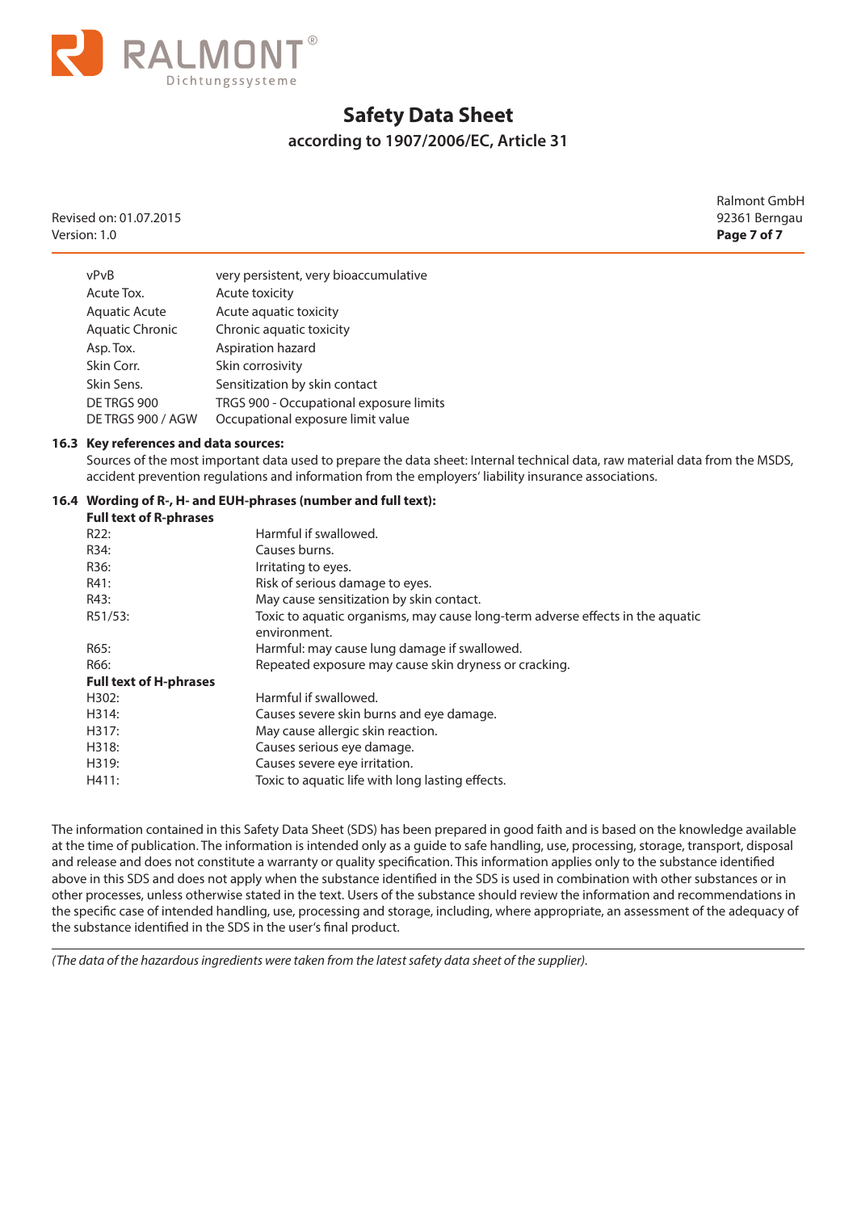| | |
|---|---|
| vPvB | very persistent, very bioaccumulative |
| Acute Tox. | Acute toxicity |
| Aquatic Acute | Acute aquatic toxicity |
| Aquatic Chronic | Chronic aquatic toxicity |
| Asp. Tox. | Aspiration hazard |
| Skin Corr. | Skin corrosivity |
| Skin Sens. | Sensitization by skin contact |
| DE TRGS 900 | TRGS 900 - Occupational exposure limits |
| DE TRGS 900 / AGW | Occupational exposure limit value |

**16.3 Key references and data sources:**

Sources of the most important data used to prepare the data sheet: Internal technical data, raw material data from the MSDS, accident prevention regulations and information from the employers' liability insurance associations.

**16.4 Wording of R-, H- and EUH-phrases (number and full text):**

**Full text of R-phrases**

| | |
|---|---|
| R22: | Harmful if swallowed. |
| R34: | Causes burns. |
| R36: | Irritating to eyes. |
| R41: | Risk of serious damage to eyes. |
| R43: | May cause sensitization by skin contact. |
| R51/53: | Toxic to aquatic organisms, may cause long-term adverse effects in the aquatic environment. |
| R65: | Harmful: may cause lung damage if swallowed. |
| R66: | Repeated exposure may cause skin dryness or cracking. |

**Full text of H-phrases**

| | |
|---|---|
| H302: | Harmful if swallowed. |
| H314: | Causes severe skin burns and eye damage. |
| H317: | May cause allergic skin reaction. |
| H318: | Causes serious eye damage. |
| H319: | Causes severe eye irritation. |
| H411: | Toxic to aquatic life with long lasting effects. |

The information contained in this Safety Data Sheet (SDS) has been prepared in good faith and is based on the knowledge available at the time of publication. The information is intended only as a guide to safe handling, use, processing, storage, transport, disposal and release and does not constitute a warranty or quality specification. This information applies only to the substance identified above in this SDS and does not apply when the substance identified in the SDS is used in combination with other substances or in other processes, unless otherwise stated in the text. Users of the substance should review the information and recommendations in the specific case of intended handling, use, processing and storage, including, where appropriate, an assessment of the adequacy of the substance identified in the SDS in the user's final product.

*(The data of the hazardous ingredients were taken from the latest safety data sheet of the supplier).*